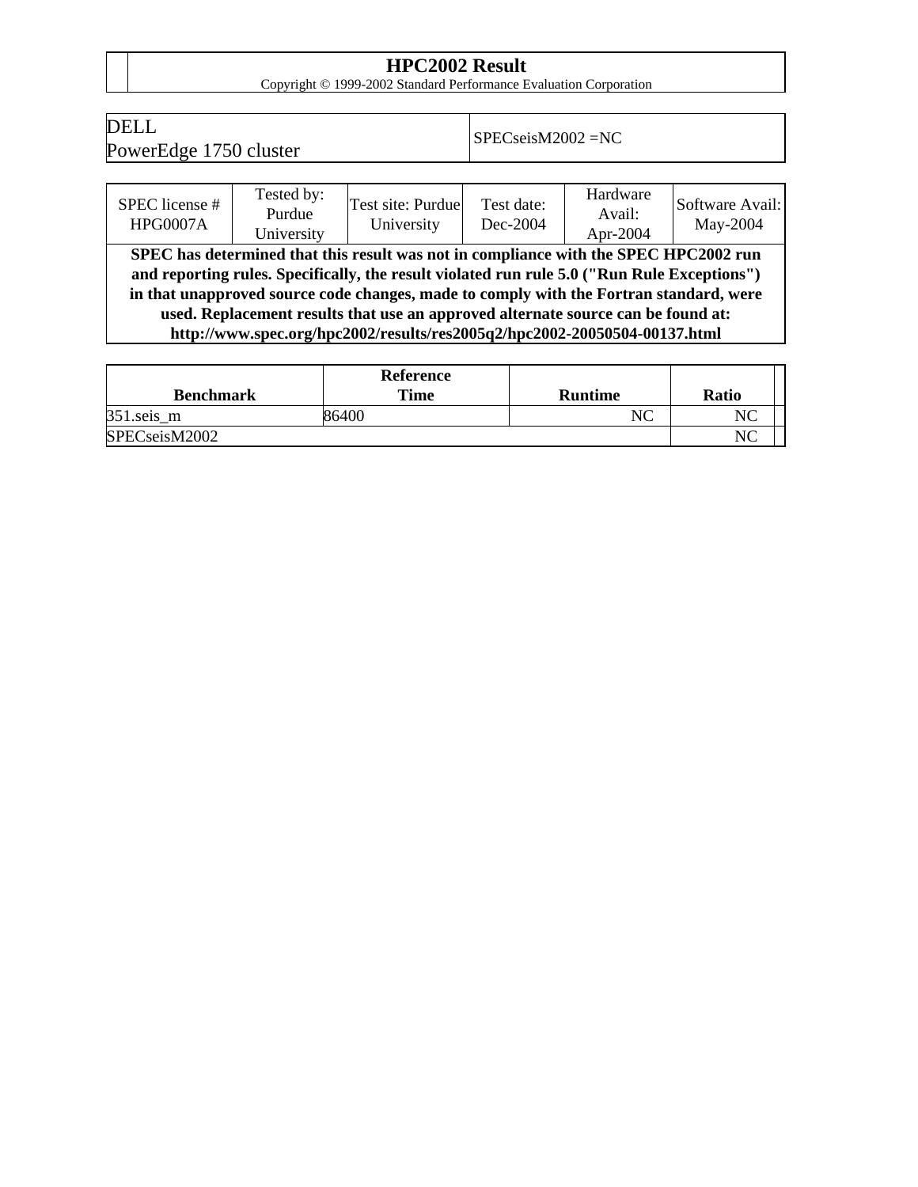# HPC2002 Result

Copyright © 1999-2002 Standard Performance Evaluation Corporation

| DELL<br>PowerEdge 1750 cluster | SPECseisM2002 =NC |
|---|---|

| SPEC license #<br>HPG0007A | Tested by:<br>Purdue<br>University | Test site: Purdue<br>University | Test date:<br>Dec-2004 | Hardware<br>Avail:<br>Apr-2004 | Software Avail:<br>May-2004 |
|---|---|---|---|---|---|

**SPEC has determined that this result was not in compliance with the SPEC HPC2002 run and reporting rules. Specifically, the result violated run rule 5.0 ("Run Rule Exceptions") in that unapproved source code changes, made to comply with the Fortran standard, were used. Replacement results that use an approved alternate source can be found at: http://www.spec.org/hpc2002/results/res2005q2/hpc2002-20050504-00137.html**

| Benchmark | Reference Time | Runtime | Ratio |
|---|---|---|---|
| 351.seis_m | 86400 | NC | NC |
| SPECseisM2002 | | | NC |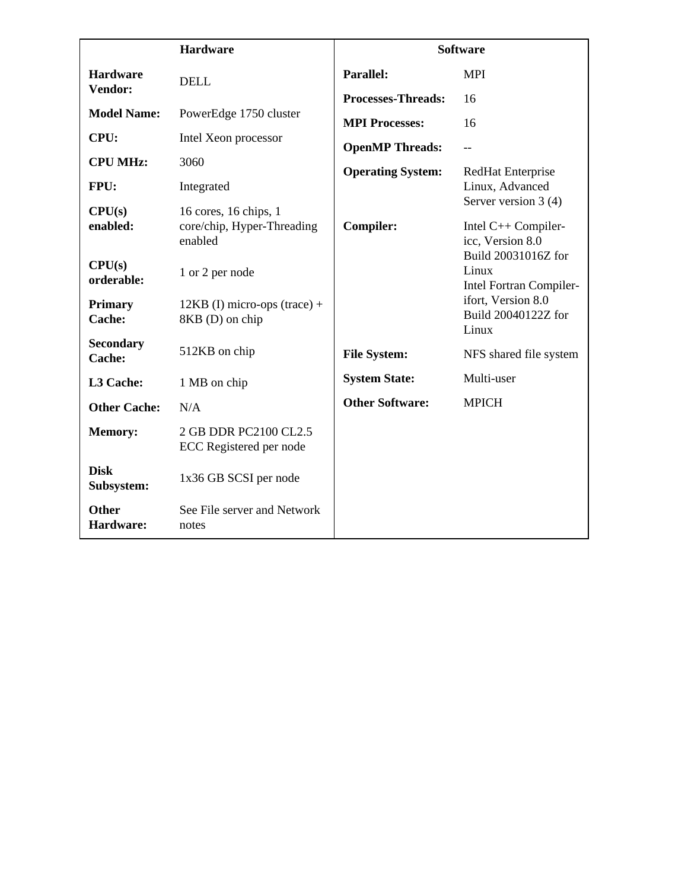| Hardware | | Software | |
|---|---|---|---|
| **Hardware Vendor:** | DELL | **Parallel:** | MPI |
| **Model Name:** | PowerEdge 1750 cluster | **Processes-Threads:** | 16 |
| **CPU:** | Intel Xeon processor | **MPI Processes:** | 16 |
| **CPU MHz:** | 3060 | **OpenMP Threads:** | -- |
| **FPU:** | Integrated | **Operating System:** | RedHat Enterprise Linux, Advanced Server version 3 (4) |
| **CPU(s) enabled:** | 16 cores, 16 chips, 1 core/chip, Hyper-Threading enabled | **Compiler:** | Intel C++ Compiler-icc, Version 8.0 Build 20031016Z for Linux Intel Fortran Compiler-ifort, Version 8.0 Build 20040122Z for Linux |
| **CPU(s) orderable:** | 1 or 2 per node | **File System:** | NFS shared file system |
| **Primary Cache:** | 12KB (I) micro-ops (trace) + 8KB (D) on chip | **System State:** | Multi-user |
| **Secondary Cache:** | 512KB on chip | **Other Software:** | MPICH |
| **L3 Cache:** | 1 MB on chip | | |
| **Other Cache:** | N/A | | |
| **Memory:** | 2 GB DDR PC2100 CL2.5 ECC Registered per node | | |
| **Disk Subsystem:** | 1x36 GB SCSI per node | | |
| **Other Hardware:** | See File server and Network notes | | |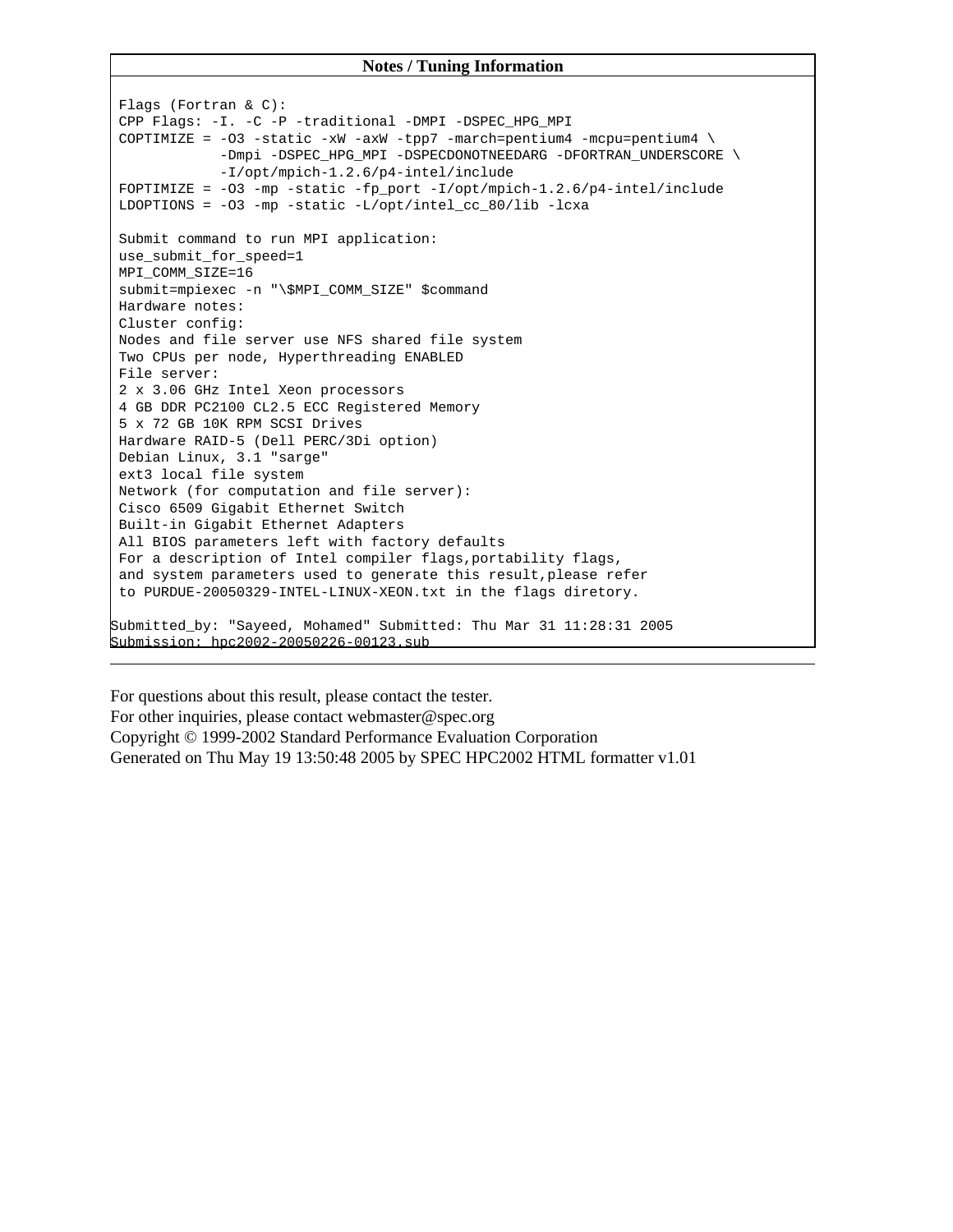## Notes / Tuning Information

```
Flags (Fortran & C):
CPP Flags: -I. -C -P -traditional -DMPI -DSPEC_HPG_MPI
COPTIMIZE = -O3 -static -xW -axW -tpp7 -march=pentium4 -mcpu=pentium4 \
            -Dmpi -DSPEC_HPG_MPI -DSPECDONOTNEEDARG -DFORTRAN_UNDERSCORE \
            -I/opt/mpich-1.2.6/p4-intel/include
FOPTIMIZE = -O3 -mp -static -fp_port -I/opt/mpich-1.2.6/p4-intel/include
LDOPTIONS = -O3 -mp -static -L/opt/intel_cc_80/lib -lcxa

Submit command to run MPI application:
use_submit_for_speed=1
MPI_COMM_SIZE=16
submit=mpiexec -n "\$MPI_COMM_SIZE" $command
Hardware notes:
Cluster config:
Nodes and file server use NFS shared file system
Two CPUs per node, Hyperthreading ENABLED
File server:
2 x 3.06 GHz Intel Xeon processors
4 GB DDR PC2100 CL2.5 ECC Registered Memory
5 x 72 GB 10K RPM SCSI Drives
Hardware RAID-5 (Dell PERC/3Di option)
Debian Linux, 3.1 "sarge"
ext3 local file system
Network (for computation and file server):
Cisco 6509 Gigabit Ethernet Switch
Built-in Gigabit Ethernet Adapters
All BIOS parameters left with factory defaults
For a description of Intel compiler flags,portability flags,
and system parameters used to generate this result,please refer
to PURDUE-20050329-INTEL-LINUX-XEON.txt in the flags diretory.

Submitted_by: "Sayeed, Mohamed" Submitted: Thu Mar 31 11:28:31 2005
Submission: hpc2002-20050226-00123.sub
```

---

For questions about this result, please contact the tester.
For other inquiries, please contact webmaster@spec.org
Copyright © 1999-2002 Standard Performance Evaluation Corporation
Generated on Thu May 19 13:50:48 2005 by SPEC HPC2002 HTML formatter v1.01